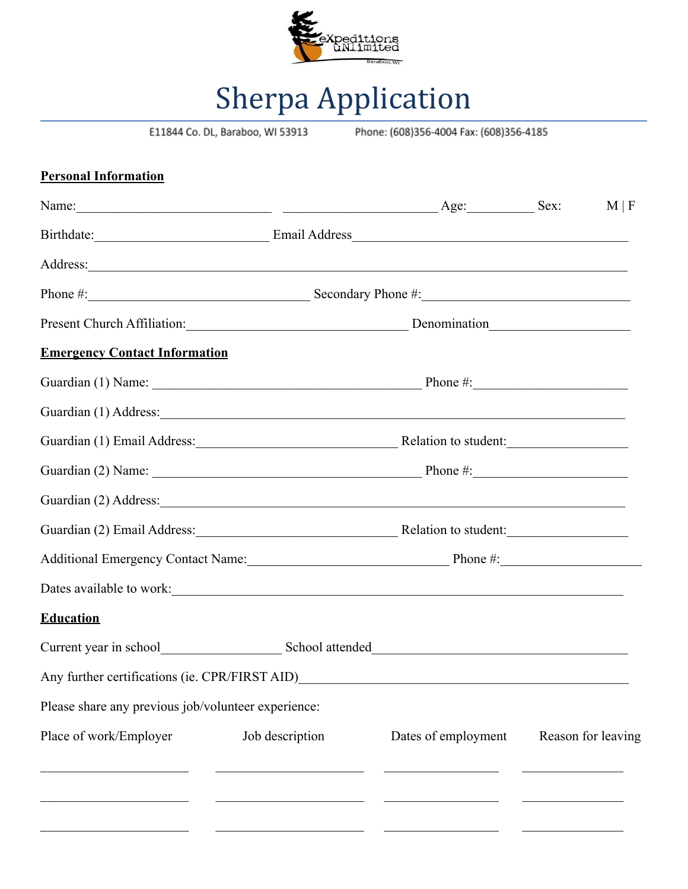# Sherpa Application

E11844 Co. DL, Baraboo, WI 53913 Phone: (608)356-4004 Fax: (608)356-4185

**Personal Information**

Name:\_\_\_\_\_\_\_\_\_\_\_\_\_\_\_\_\_\_\_\_\_\_\_\_\_\_\_\_\_\_ \_\_\_\_\_\_\_\_\_\_\_\_\_\_\_\_\_\_\_\_\_\_\_\_ Age:\_\_\_\_\_\_\_\_\_\_ Sex: M | F

Birthdate:\_\_\_\_\_\_\_\_\_\_\_\_\_\_\_\_\_\_\_\_\_\_\_\_\_\_\_ Email Address\_\_\_\_\_\_\_\_\_\_\_\_\_\_\_\_\_\_\_\_\_\_\_\_\_\_\_\_\_\_\_\_\_\_\_\_\_\_\_\_\_\_

Address:\_\_\_\_\_\_\_\_\_\_\_\_\_\_\_\_\_\_\_\_\_\_\_\_\_\_\_\_\_\_\_\_\_\_\_\_\_\_\_\_\_\_\_\_\_\_\_\_\_\_\_\_\_\_\_\_\_\_\_\_\_\_\_\_\_\_\_\_\_\_\_\_\_\_\_\_\_\_\_\_\_\_

Phone #:\_\_\_\_\_\_\_\_\_\_\_\_\_\_\_\_\_\_\_\_\_\_\_\_\_\_\_\_\_\_\_\_\_\_ Secondary Phone #:\_\_\_\_\_\_\_\_\_\_\_\_\_\_\_\_\_\_\_\_\_\_\_\_\_\_\_\_\_\_\_\_\_

Present Church Affiliation:\_\_\_\_\_\_\_\_\_\_\_\_\_\_\_\_\_\_\_\_\_\_\_\_\_\_\_\_\_\_\_\_\_\_ Denomination\_\_\_\_\_\_\_\_\_\_\_\_\_\_\_\_\_\_\_\_\_\_

**Emergency Contact Information**

Guardian (1) Name: \_\_\_\_\_\_\_\_\_\_\_\_\_\_\_\_\_\_\_\_\_\_\_\_\_\_\_\_\_\_\_\_\_\_\_\_\_\_\_\_\_ Phone #:\_\_\_\_\_\_\_\_\_\_\_\_\_\_\_\_\_\_\_\_\_\_\_\_

Guardian (1) Address:\_\_\_\_\_\_\_\_\_\_\_\_\_\_\_\_\_\_\_\_\_\_\_\_\_\_\_\_\_\_\_\_\_\_\_\_\_\_\_\_\_\_\_\_\_\_\_\_\_\_\_\_\_\_\_\_\_\_\_\_\_\_\_\_\_\_\_\_\_\_\_

Guardian (1) Email Address:\_\_\_\_\_\_\_\_\_\_\_\_\_\_\_\_\_\_\_\_\_\_\_\_\_\_\_\_\_\_\_ Relation to student:\_\_\_\_\_\_\_\_\_\_\_\_\_\_\_\_\_\_\_

Guardian (2) Name: \_\_\_\_\_\_\_\_\_\_\_\_\_\_\_\_\_\_\_\_\_\_\_\_\_\_\_\_\_\_\_\_\_\_\_\_\_\_\_\_\_ Phone #:\_\_\_\_\_\_\_\_\_\_\_\_\_\_\_\_\_\_\_\_\_\_\_\_

Guardian (2) Address:\_\_\_\_\_\_\_\_\_\_\_\_\_\_\_\_\_\_\_\_\_\_\_\_\_\_\_\_\_\_\_\_\_\_\_\_\_\_\_\_\_\_\_\_\_\_\_\_\_\_\_\_\_\_\_\_\_\_\_\_\_\_\_\_\_\_\_\_\_\_\_

Guardian (2) Email Address:\_\_\_\_\_\_\_\_\_\_\_\_\_\_\_\_\_\_\_\_\_\_\_\_\_\_\_\_\_\_\_ Relation to student:\_\_\_\_\_\_\_\_\_\_\_\_\_\_\_\_\_\_\_

Additional Emergency Contact Name:\_\_\_\_\_\_\_\_\_\_\_\_\_\_\_\_\_\_\_\_\_\_\_\_\_\_\_\_\_\_\_\_ Phone #:\_\_\_\_\_\_\_\_\_\_\_\_\_\_\_\_\_\_\_\_\_\_\_

Dates available to work:\_\_\_\_\_\_\_\_\_\_\_\_\_\_\_\_\_\_\_\_\_\_\_\_\_\_\_\_\_\_\_\_\_\_\_\_\_\_\_\_\_\_\_\_\_\_\_\_\_\_\_\_\_\_\_\_\_\_\_\_\_\_\_\_\_\_\_\_\_

**Education**

Current year in school\_\_\_\_\_\_\_\_\_\_\_\_\_\_\_\_\_\_\_ School attended\_\_\_\_\_\_\_\_\_\_\_\_\_\_\_\_\_\_\_\_\_\_\_\_\_\_\_\_\_\_\_\_\_\_\_\_\_\_\_\_\_

Any further certifications (ie. CPR/FIRST AID)\_\_\_\_\_\_\_\_\_\_\_\_\_\_\_\_\_\_\_\_\_\_\_\_\_\_\_\_\_\_\_\_\_\_\_\_\_\_\_\_\_\_\_\_\_\_\_\_\_\_

Please share any previous job/volunteer experience:

| Place of work/Employer | Job description | Dates of employment | Reason for leaving |
|---|---|---|---|
| | | | |
| | | | |
| | | | |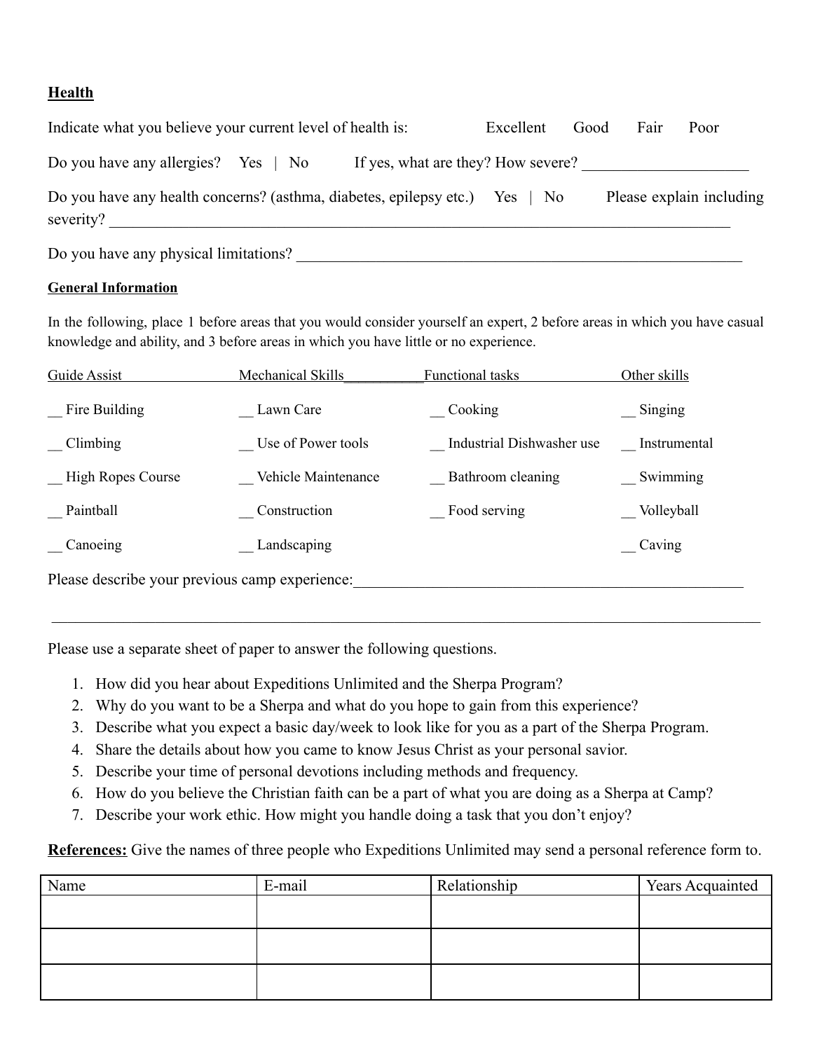**Health**

Indicate what you believe your current level of health is: Excellent Good Fair Poor

Do you have any allergies? Yes | No If yes, what are they? How severe? _____________________

Do you have any health concerns? (asthma, diabetes, epilepsy etc.) Yes | No Please explain including severity? _______________________________________________________________________________

Do you have any physical limitations? __________________________________________________________

**General Information**

In the following, place 1 before areas that you would consider yourself an expert, 2 before areas in which you have casual knowledge and ability, and 3 before areas in which you have little or no experience.

| Guide Assist | Mechanical Skills | Functional tasks | Other skills |
|---|---|---|---|
| __ Fire Building | __ Lawn Care | __ Cooking | __ Singing |
| __ Climbing | __ Use of Power tools | __ Industrial Dishwasher use | __ Instrumental |
| __ High Ropes Course | __ Vehicle Maintenance | __ Bathroom cleaning | __ Swimming |
| __ Paintball | __ Construction | __ Food serving | __ Volleyball |
| __ Canoeing | __ Landscaping | | __ Caving |

Please describe your previous camp experience:___________________________________________________

_____________________________________________________________________________________________

Please use a separate sheet of paper to answer the following questions.

1. How did you hear about Expeditions Unlimited and the Sherpa Program?
2. Why do you want to be a Sherpa and what do you hope to gain from this experience?
3. Describe what you expect a basic day/week to look like for you as a part of the Sherpa Program.
4. Share the details about how you came to know Jesus Christ as your personal savior.
5. Describe your time of personal devotions including methods and frequency.
6. How do you believe the Christian faith can be a part of what you are doing as a Sherpa at Camp?
7. Describe your work ethic. How might you handle doing a task that you don't enjoy?

**References:** Give the names of three people who Expeditions Unlimited may send a personal reference form to.

| Name | E-mail | Relationship | Years Acquainted |
|---|---|---|---|
| | | | |
| | | | |
| | | | |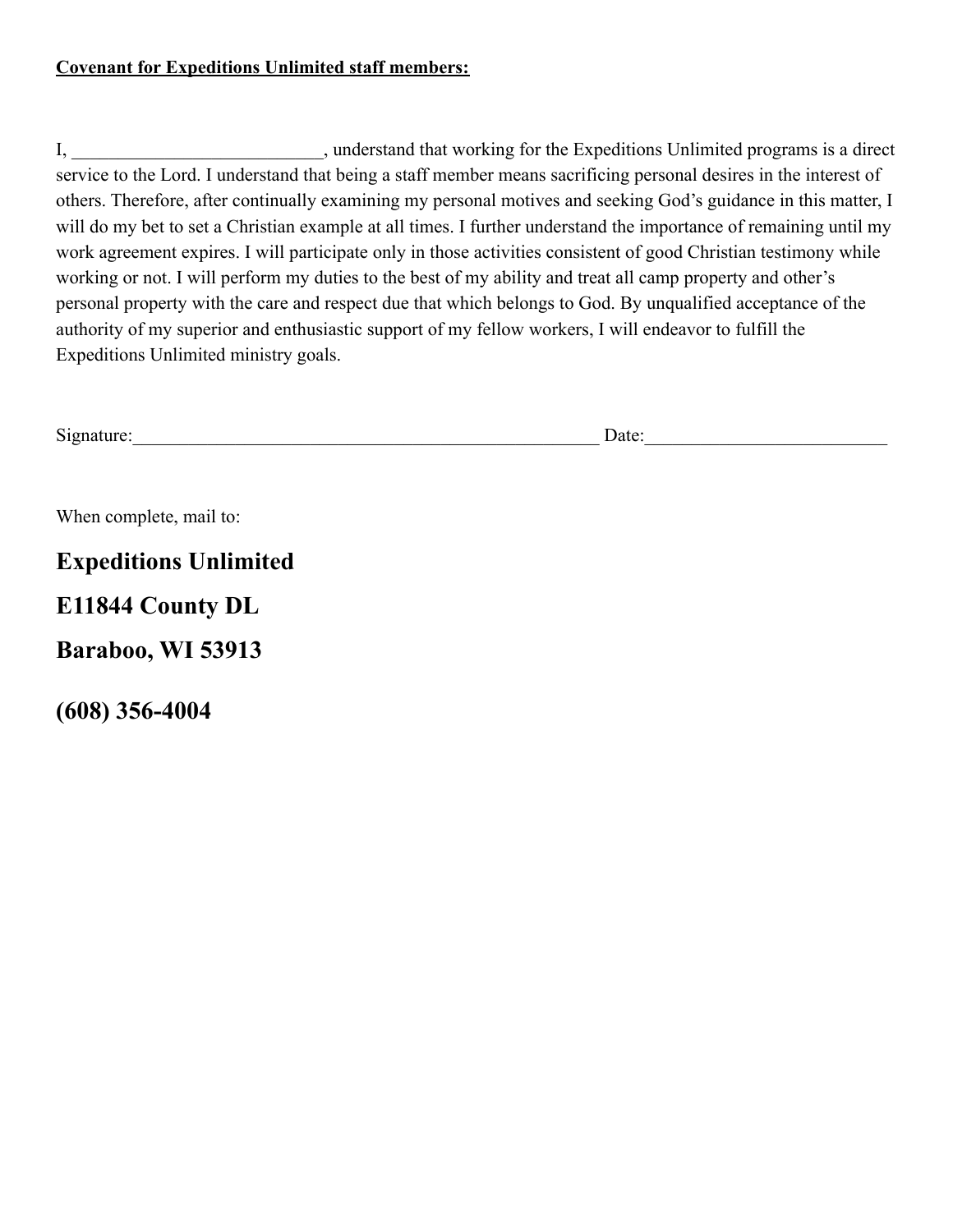**Covenant for Expeditions Unlimited staff members:**

I, ___________________________, understand that working for the Expeditions Unlimited programs is a direct service to the Lord. I understand that being a staff member means sacrificing personal desires in the interest of others. Therefore, after continually examining my personal motives and seeking God's guidance in this matter, I will do my bet to set a Christian example at all times. I further understand the importance of remaining until my work agreement expires. I will participate only in those activities consistent of good Christian testimony while working or not. I will perform my duties to the best of my ability and treat all camp property and other's personal property with the care and respect due that which belongs to God. By unqualified acceptance of the authority of my superior and enthusiastic support of my fellow workers, I will endeavor to fulfill the Expeditions Unlimited ministry goals.

Signature:____________________________________________________ Date:__________________________

When complete, mail to:

**Expeditions Unlimited**

**E11844 County DL**

**Baraboo, WI 53913**

**(608) 356-4004**